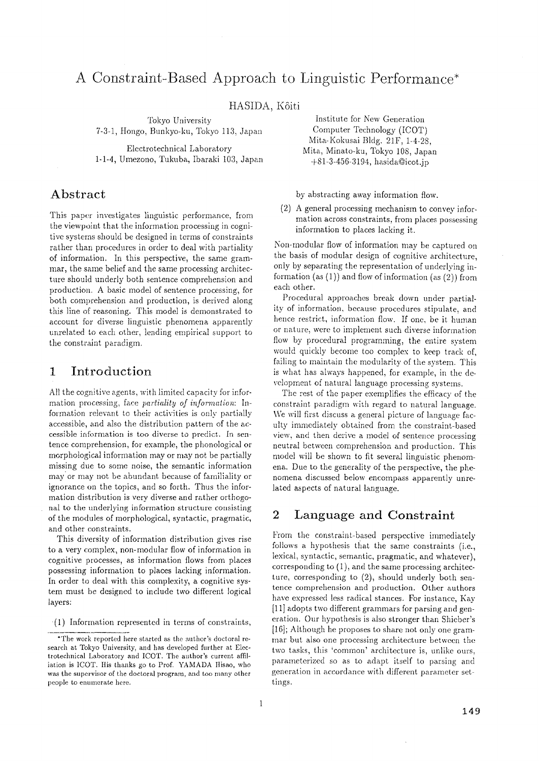# A Constraint-Based Approach to Linguistic Performance*

HASIDA, Kôiti

Tokyo University
7-3-1, Hongo, Bunkyo-ku, Tokyo 113, Japan

Electrotechnical Laboratory
1-1-4, Umezono, Tukuba, Ibaraki 103, Japan

Institute for New Generation Computer Technology (ICOT)
Mita-Kokusai Bldg. 21F, 1-4-28, Mita, Minato-ku, Tokyo 108, Japan
+81-3-456-3194, hasida@icot.jp

## Abstract

This paper investigates linguistic performance, from the viewpoint that the information processing in cognitive systems should be designed in terms of constraints rather than procedures in order to deal with partiality of information. In this perspective, the same grammar, the same belief and the same processing architecture should underly both sentence comprehension and production. A basic model of sentence processing, for both comprehension and production, is derived along this line of reasoning. This model is demonstrated to account for diverse linguistic phenomena apparently unrelated to each other, lending empirical support to the constraint paradigm.

## 1 Introduction

All the cognitive agents, with limited capacity for information processing, face *partiality of information*: Information relevant to their activities is only partially accessible, and also the distribution pattern of the accessible information is too diverse to predict. In sentence comprehension, for example, the phonological or morphological information may or may not be partially missing due to some noise, the semantic information may or may not be abundant because of familiality or ignorance on the topics, and so forth. Thus the information distribution is very diverse and rather orthogonal to the underlying information structure consisting of the modules of morphological, syntactic, pragmatic, and other constraints.

This diversity of information distribution gives rise to a very complex, non-modular flow of information in cognitive processes, as information flows from places possessing information to places lacking information. In order to deal with this complexity, a cognitive system must be designed to include two different logical layers:

(1) Information represented in terms of constraints, by abstracting away information flow.

(2) A general processing mechanism to convey information across constraints, from places possessing information to places lacking it.

Non-modular flow of information may be captured on the basis of modular design of cognitive architecture, only by separating the representation of underlying information (as (1)) and flow of information (as (2)) from each other.

Procedural approaches break down under partiality of information, because procedures stipulate, and hence restrict, information flow. If one, be it human or nature, were to implement such diverse information flow by procedural programming, the entire system would quickly become too complex to keep track of, failing to maintain the modularity of the system. This is what has always happened, for example, in the development of natural language processing systems.

The rest of the paper exemplifies the efficacy of the constraint paradigm with regard to natural language. We will first discuss a general picture of language faculty immediately obtained from the constraint-based view, and then derive a model of sentence processing neutral between comprehension and production. This model will be shown to fit several linguistic phenomena. Due to the generality of the perspective, the phenomena discussed below encompass apparently unrelated aspects of natural language.

## 2 Language and Constraint

From the constraint-based perspective immediately follows a hypothesis that the same constraints (i.e., lexical, syntactic, semantic, pragmatic, and whatever), corresponding to (1), and the same processing architecture, corresponding to (2), should underly both sentence comprehension and production. Other authors have expressed less radical stances. For instance, Kay [11] adopts two different grammars for parsing and generation. Our hypothesis is also stronger than Shieber's [16]; Although he proposes to share not only one grammar but also one processing architecture between the two tasks, this 'common' architecture is, unlike ours, parameterized so as to adapt itself to parsing and generation in accordance with different parameter settings.

*The work reported here started as the author's doctoral research at Tokyo University, and has developed further at Electrotechnical Laboratory and ICOT. The author's current affiliation is ICOT. His thanks go to Prof. YAMADA Hisao, who was the supervisor of the doctoral program, and too many other people to enumerate here.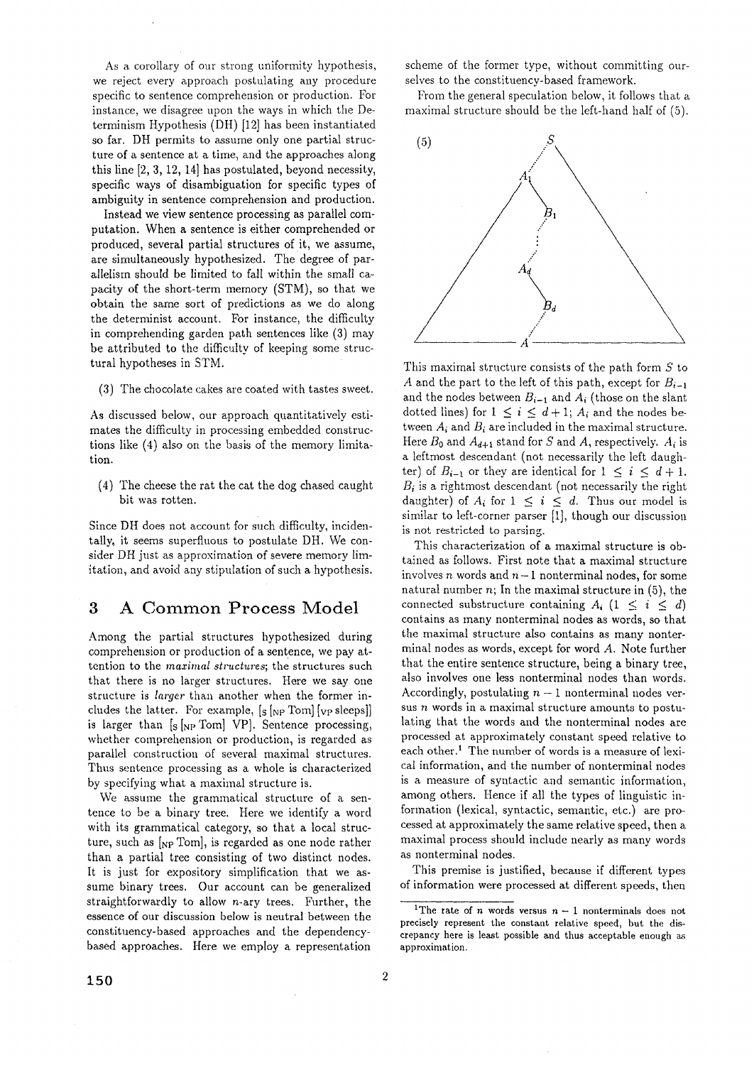As a corollary of our strong uniformity hypothesis, we reject every approach postulating any procedure specific to sentence comprehension or production. For instance, we disagree upon the ways in which the Determinism Hypothesis (DH) [12] has been instantiated so far. DH permits to assume only one partial structure of a sentence at a time, and the approaches along this line [2, 3, 12, 14] has postulated, beyond necessity, specific ways of disambiguation for specific types of ambiguity in sentence comprehension and production.

Instead we view sentence processing as parallel computation. When a sentence is either comprehended or produced, several partial structures of it, we assume, are simultaneously hypothesized. The degree of parallelism should be limited to fall within the small capacity of the short-term memory (STM), so that we obtain the same sort of predictions as we do along the determinist account. For instance, the difficulty in comprehending garden path sentences like (3) may be attributed to the difficulty of keeping some structural hypotheses in STM.

(3) The chocolate cakes are coated with tastes sweet.

As discussed below, our approach quantitatively estimates the difficulty in processing embedded constructions like (4) also on the basis of the memory limitation.

(4) The cheese the rat the cat the dog chased caught bit was rotten.

Since DH does not account for such difficulty, incidentally, it seems superfluous to postulate DH. We consider DH just as approximation of severe memory limitation, and avoid any stipulation of such a hypothesis.

## 3 A Common Process Model

Among the partial structures hypothesized during comprehension or production of a sentence, we pay attention to the *maximal structures*; the structures such that there is no larger structures. Here we say one structure is *larger* than another when the former includes the latter. For example, [$_S$ [$_{NP}$ Tom] [$_{VP}$ sleeps]] is larger than [$_S$ [$_{NP}$ Tom] VP]. Sentence processing, whether comprehension or production, is regarded as parallel construction of several maximal structures. Thus sentence processing as a whole is characterized by specifying what a maximal structure is.

We assume the grammatical structure of a sentence to be a binary tree. Here we identify a word with its grammatical category, so that a local structure, such as [$_{NP}$ Tom], is regarded as one node rather than a partial tree consisting of two distinct nodes. It is just for expository simplification that we assume binary trees. Our account can be generalized straightforwardly to allow $n$-ary trees. Further, the essence of our discussion below is neutral between the constituency-based approaches and the dependency-based approaches. Here we employ a representation scheme of the former type, without committing ourselves to the constituency-based framework.

From the general speculation below, it follows that a maximal structure should be the left-hand half of (5).

(5)

This maximal structure consists of the path form $S$ to $A$ and the part to the left of this path, except for $B_{i-1}$ and the nodes between $B_{i-1}$ and $A_i$ (those on the slant dotted lines) for $1 \leq i \leq d+1$; $A_i$ and the nodes between $A_i$ and $B_i$ are included in the maximal structure. Here $B_0$ and $A_{d+1}$ stand for $S$ and $A$, respectively. $A_i$ is a leftmost descendant (not necessarily the left daughter) of $B_{i-1}$ or they are identical for $1 \leq i \leq d+1$. $B_i$ is a rightmost descendant (not necessarily the right daughter) of $A_i$ for $1 \leq i \leq d$. Thus our model is similar to left-corner parser [1], though our discussion is not restricted to parsing.

This characterization of a maximal structure is obtained as follows. First note that a maximal structure involves $n$ words and $n-1$ nonterminal nodes, for some natural number $n$; In the maximal structure in (5), the connected substructure containing $A_i$ ($1 \leq i \leq d$) contains as many nonterminal nodes as words, so that the maximal structure also contains as many nonterminal nodes as words, except for word $A$. Note further that the entire sentence structure, being a binary tree, also involves one less nonterminal nodes than words. Accordingly, postulating $n-1$ nonterminal nodes versus $n$ words in a maximal structure amounts to postulating that the words and the nonterminal nodes are processed at approximately constant speed relative to each other.[1] The number of words is a measure of lexical information, and the number of nonterminal nodes is a measure of syntactic and semantic information, among others. Hence if all the types of linguistic information (lexical, syntactic, semantic, etc.) are processed at approximately the same relative speed, then a maximal process should include nearly as many words as nonterminal nodes.

This premise is justified, because if different types of information were processed at different speeds, then

[1] The rate of $n$ words versus $n-1$ nonterminals does not precisely represent the constant relative speed, but the discrepancy here is least possible and thus acceptable enough as approximation.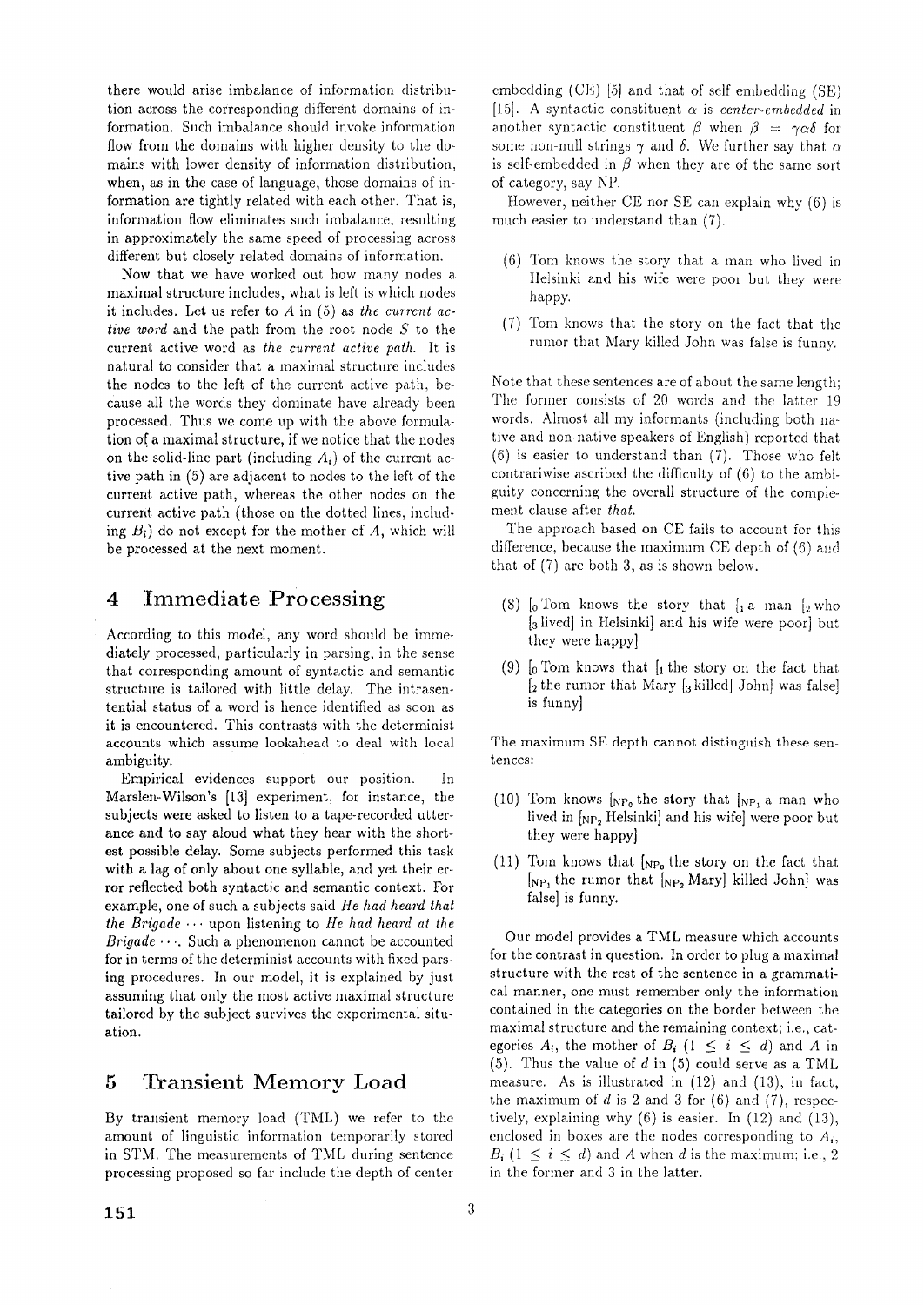there would arise imbalance of information distribution across the corresponding different domains of information. Such imbalance should invoke information flow from the domains with higher density to the domains with lower density of information distribution, when, as in the case of language, those domains of information are tightly related with each other. That is, information flow eliminates such imbalance, resulting in approximately the same speed of processing across different but closely related domains of information.

Now that we have worked out how many nodes a maximal structure includes, what is left is which nodes it includes. Let us refer to $A$ in (5) as *the current active word* and the path from the root node $S$ to the current active word as *the current active path*. It is natural to consider that a maximal structure includes the nodes to the left of the current active path, because all the words they dominate have already been processed. Thus we come up with the above formulation of a maximal structure, if we notice that the nodes on the solid-line part (including $A_i$) of the current active path in (5) are adjacent to nodes to the left of the current active path, whereas the other nodes on the current active path (those on the dotted lines, including $B_i$) do not except for the mother of $A$, which will be processed at the next moment.

## 4 Immediate Processing

According to this model, any word should be immediately processed, particularly in parsing, in the sense that corresponding amount of syntactic and semantic structure is tailored with little delay. The intrasentential status of a word is hence identified as soon as it is encountered. This contrasts with the determinist accounts which assume lookahead to deal with local ambiguity.

Empirical evidences support our position. In Marslen-Wilson's [13] experiment, for instance, the subjects were asked to listen to a tape-recorded utterance and to say aloud what they hear with the shortest possible delay. Some subjects performed this task with a lag of only about one syllable, and yet their error reflected both syntactic and semantic context. For example, one of such a subjects said *He had heard that the Brigade* ··· upon listening to *He had heard at the Brigade* ···. Such a phenomenon cannot be accounted for in terms of the determinist accounts with fixed parsing procedures. In our model, it is explained by just assuming that only the most active maximal structure tailored by the subject survives the experimental situation.

## 5 Transient Memory Load

By transient memory load (TML) we refer to the amount of linguistic information temporarily stored in STM. The measurements of TML during sentence processing proposed so far include the depth of center embedding (CE) [5] and that of self embedding (SE) [15]. A syntactic constituent $\alpha$ is *center-embedded* in another syntactic constituent $\beta$ when $\beta = \gamma\alpha\delta$ for some non-null strings $\gamma$ and $\delta$. We further say that $\alpha$ is self-embedded in $\beta$ when they are of the same sort of category, say NP.

However, neither CE nor SE can explain why (6) is much easier to understand than (7).

(6) Tom knows the story that a man who lived in Helsinki and his wife were poor but they were happy.

(7) Tom knows that the story on the fact that the rumor that Mary killed John was false is funny.

Note that these sentences are of about the same length; The former consists of 20 words and the latter 19 words. Almost all my informants (including both native and non-native speakers of English) reported that (6) is easier to understand than (7). Those who felt contrariwise ascribed the difficulty of (6) to the ambiguity concerning the overall structure of the complement clause after *that*.

The approach based on CE fails to account for this difference, because the maximum CE depth of (6) and that of (7) are both 3, as is shown below.

(8) $[_0$ Tom knows the story that $[_1$ a man $[_2$ who $[_3$ lived$]$ in Helsinki$]$ and his wife were poor$]$ but they were happy$]$

(9) $[_0$ Tom knows that $[_1$ the story on the fact that $[_2$ the rumor that Mary $[_3$ killed$]$ John$]$ was false$]$ is funny$]$

The maximum SE depth cannot distinguish these sentences:

(10) Tom knows $[_{NP_0}$ the story that $[_{NP_1}$ a man who lived in $[_{NP_2}$ Helsinki$]$ and his wife$]$ were poor but they were happy$]$

(11) Tom knows that $[_{NP_0}$ the story on the fact that $[_{NP_1}$ the rumor that $[_{NP_2}$ Mary$]$ killed John$]$ was false$]$ is funny.

Our model provides a TML measure which accounts for the contrast in question. In order to plug a maximal structure with the rest of the sentence in a grammatical manner, one must remember only the information contained in the categories on the border between the maximal structure and the remaining context; i.e., categories $A_i$, the mother of $B_i$ ($1 \leq i \leq d$) and $A$ in (5). Thus the value of $d$ in (5) could serve as a TML measure. As is illustrated in (12) and (13), in fact, the maximum of $d$ is 2 and 3 for (6) and (7), respectively, explaining why (6) is easier. In (12) and (13), enclosed in boxes are the nodes corresponding to $A_i$, $B_i$ ($1 \leq i \leq d$) and $A$ when $d$ is the maximum; i.e., 2 in the former and 3 in the latter.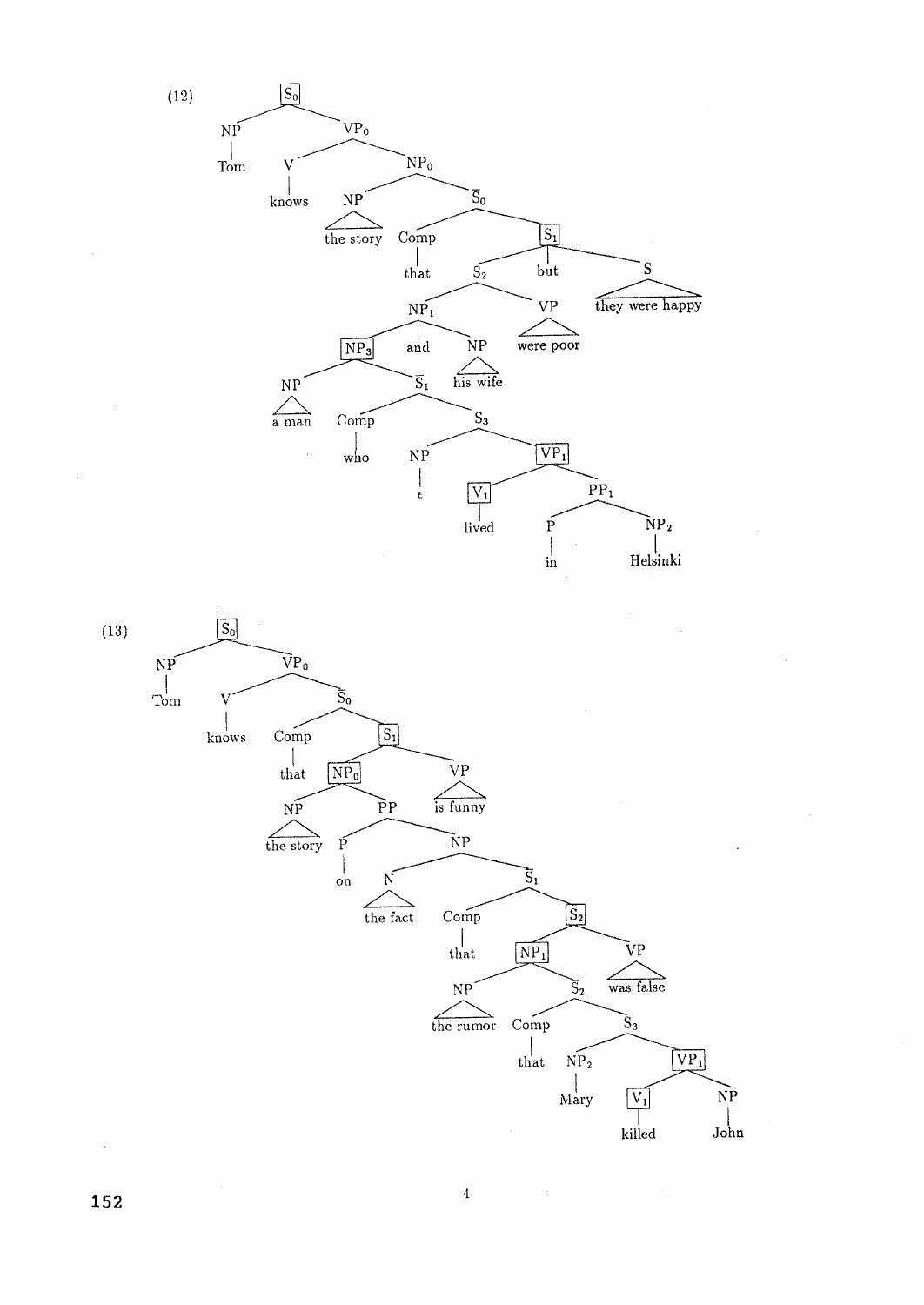(12)

```
[S0]
├── NP
│   └── Tom
└── VP0
    ├── V
    │   └── knows
    └── NP0
        ├── NP
        │   └── the story
        └── S̄0
            ├── Comp
            │   └── that
            └── [S1]
                ├── S2
                │   ├── NP1
                │   │   ├── [NP3]
                │   │   │   ├── NP
                │   │   │   │   └── a man
                │   │   │   └── S̄1
                │   │   │       ├── Comp
                │   │   │       │   └── who
                │   │   │       └── S3
                │   │   │           ├── NP
                │   │   │           │   └── ε
                │   │   │           └── [VP1]
                │   │   │               ├── [V1]
                │   │   │               │   └── lived
                │   │   │               └── PP1
                │   │   │                   ├── P
                │   │   │                   │   └── in
                │   │   │                   └── NP2
                │   │   │                       └── Helsinki
                │   │   ├── and
                │   │   └── NP
                │   │       └── his wife
                │   └── VP
                │       └── were poor
                ├── but
                └── S
                    └── they were happy
```

(13)

```
[S0]
├── NP
│   └── Tom
└── VP0
    ├── V
    │   └── knows
    └── S̄0
        ├── Comp
        │   └── that
        └── [S1]
            ├── [NP0]
            │   ├── NP
            │   │   └── the story
            │   └── PP
            │       ├── P
            │       │   └── on
            │       └── NP
            │           ├── N
            │           │   └── the fact
            │           └── S̄1
            │               ├── Comp
            │               │   └── that
            │               └── [S2]
            │                   ├── [NP1]
            │                   │   ├── NP
            │                   │   │   └── the rumor
            │                   │   └── S̄2
            │                   │       ├── Comp
            │                   │       │   └── that
            │                   │       └── S3
            │                   │           ├── NP2
            │                   │           │   └── Mary
            │                   │           └── [VP1]
            │                   │               ├── [V1]
            │                   │               │   └── killed
            │                   │               └── NP
            │                   │                   └── John
            │                   └── VP
            │                       └── was false
            └── VP
                └── is funny
```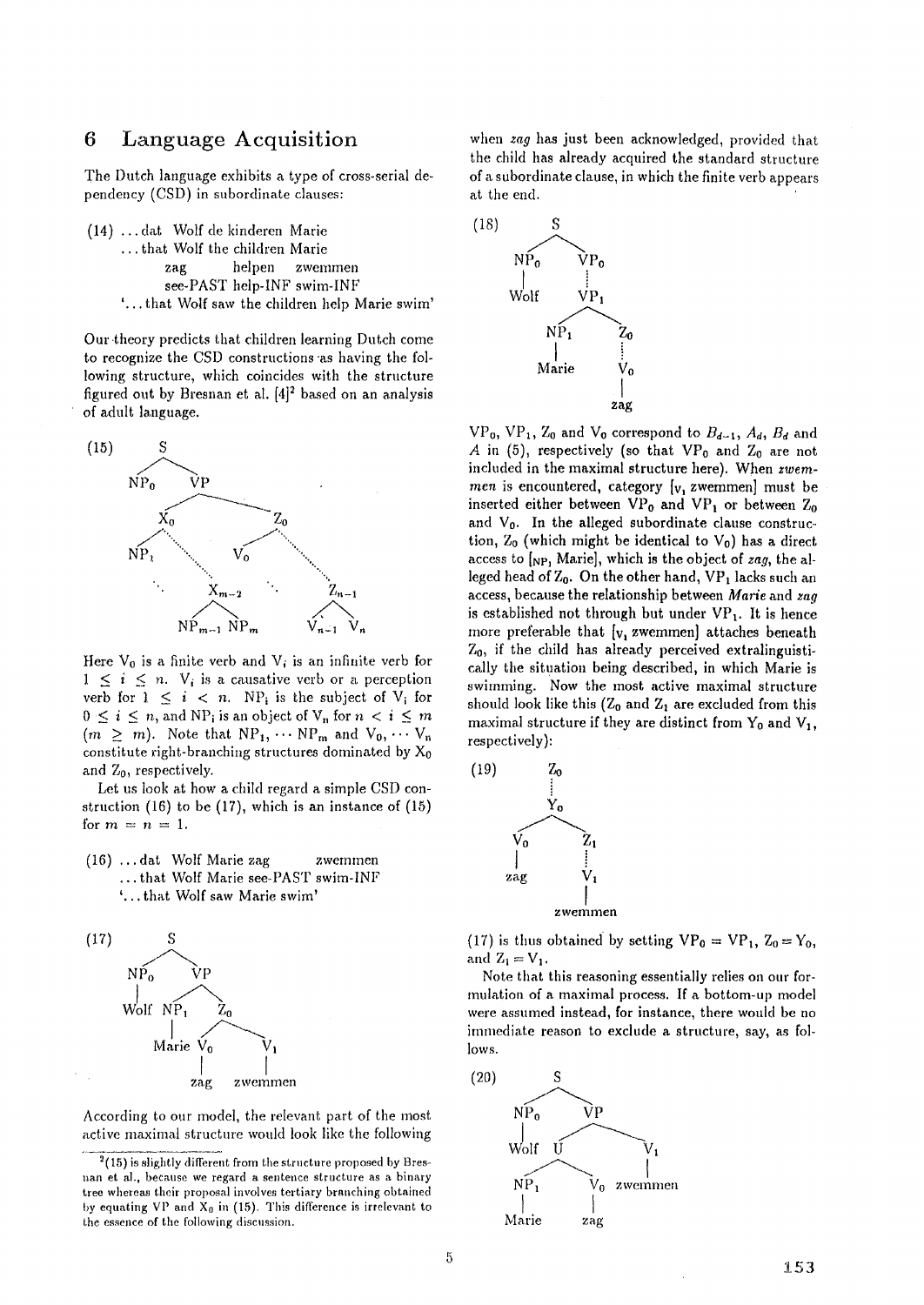## 6 Language Acquisition

The Dutch language exhibits a type of cross-serial dependency (CSD) in subordinate clauses:

(14) ... dat Wolf de kinderen Marie
 ... that Wolf the children Marie
 zag helpen zwemmen
 see-PAST help-INF swim-INF
 '... that Wolf saw the children help Marie swim'

Our theory predicts that children learning Dutch come to recognize the CSD constructions as having the following structure, which coincides with the structure figured out by Bresnan et al. [4][2] based on an analysis of adult language.

(15) [tree: S → $NP_0$ VP; VP → $X_0$ $Z_0$; $X_0$ → $NP_1$ ... $X_{m-2}$ → $NP_{m-1}$ $NP_m$; $Z_0$ → $V_0$ ... $Z_{n-1}$ → $V_{n-1}$ $V_n$]

Here $V_0$ is a finite verb and $V_i$ is an infinite verb for $1 \leq i \leq n$. $V_i$ is a causative verb or a perception verb for $1 \leq i < n$. $NP_i$ is the subject of $V_i$ for $0 \leq i \leq n$, and $NP_i$ is an object of $V_n$ for $n < i \leq m$ ($m \geq m$). Note that $NP_1, \cdots NP_m$ and $V_0, \cdots V_n$ constitute right-branching structures dominated by $X_0$ and $Z_0$, respectively.

Let us look at how a child regard a simple CSD construction (16) to be (17), which is an instance of (15) for $m = n = 1$.

(16) ... dat Wolf Marie zag zwemmen
 ... that Wolf Marie see-PAST swim-INF
 '... that Wolf saw Marie swim'

(17) [tree: S → $NP_0$ (Wolf) VP; VP → $NP_1$ (Marie) $Z_0$; $Z_0$ → $V_0$ (zag) $V_1$ (zwemmen)]

According to our model, the relevant part of the most active maximal structure would look like the following when *zag* has just been acknowledged, provided that the child has already acquired the standard structure of a subordinate clause, in which the finite verb appears at the end.

(18) [tree: S → $NP_0$ (Wolf) $VP_0$; $VP_0$ ⋮ $VP_1$; $VP_1$ → $NP_1$ (Marie) $Z_0$; $Z_0$ ⋮ $V_0$ (zag)]

$VP_0$, $VP_1$, $Z_0$ and $V_0$ correspond to $B_{d-1}$, $A_d$, $B_d$ and $A$ in (5), respectively (so that $VP_0$ and $Z_0$ are not included in the maximal structure here). When *zwemmen* is encountered, category [$_{V_1}$ zwemmen] must be inserted either between $VP_0$ and $VP_1$ or between $Z_0$ and $V_0$. In the alleged subordinate clause construction, $Z_0$ (which might be identical to $V_0$) has a direct access to [$_{NP_1}$ Marie], which is the object of *zag*, the alleged head of $Z_0$. On the other hand, $VP_1$ lacks such an access, because the relationship between *Marie* and *zag* is established not through but under $VP_1$. It is hence more preferable that [$_{V_1}$ zwemmen] attaches beneath $Z_0$, if the child has already perceived extralinguistically the situation being described, in which Marie is swimming. Now the most active maximal structure should look like this ($Z_0$ and $Z_1$ are excluded from this maximal structure if they are distinct from $Y_0$ and $V_1$, respectively):

(19) [tree: $Z_0$ ⋮ $Y_0$; $Y_0$ → $V_0$ (zag) $Z_1$; $Z_1$ ⋮ $V_1$ (zwemmen)]

(17) is thus obtained by setting $VP_0 = VP_1$, $Z_0 = Y_0$, and $Z_1 = V_1$.

Note that this reasoning essentially relies on our formulation of a maximal process. If a bottom-up model were assumed instead, for instance, there would be no immediate reason to exclude a structure, say, as follows.

(20) [tree: S → $NP_0$ (Wolf) VP; VP → U $V_1$ (zwemmen); U → $NP_1$ (Marie) $V_0$ (zag)]

[2](15) is slightly different from the structure proposed by Bresnan et al., because we regard a sentence structure as a binary tree whereas their proposal involves tertiary branching obtained by equating VP and $X_0$ in (15). This difference is irrelevant to the essence of the following discussion.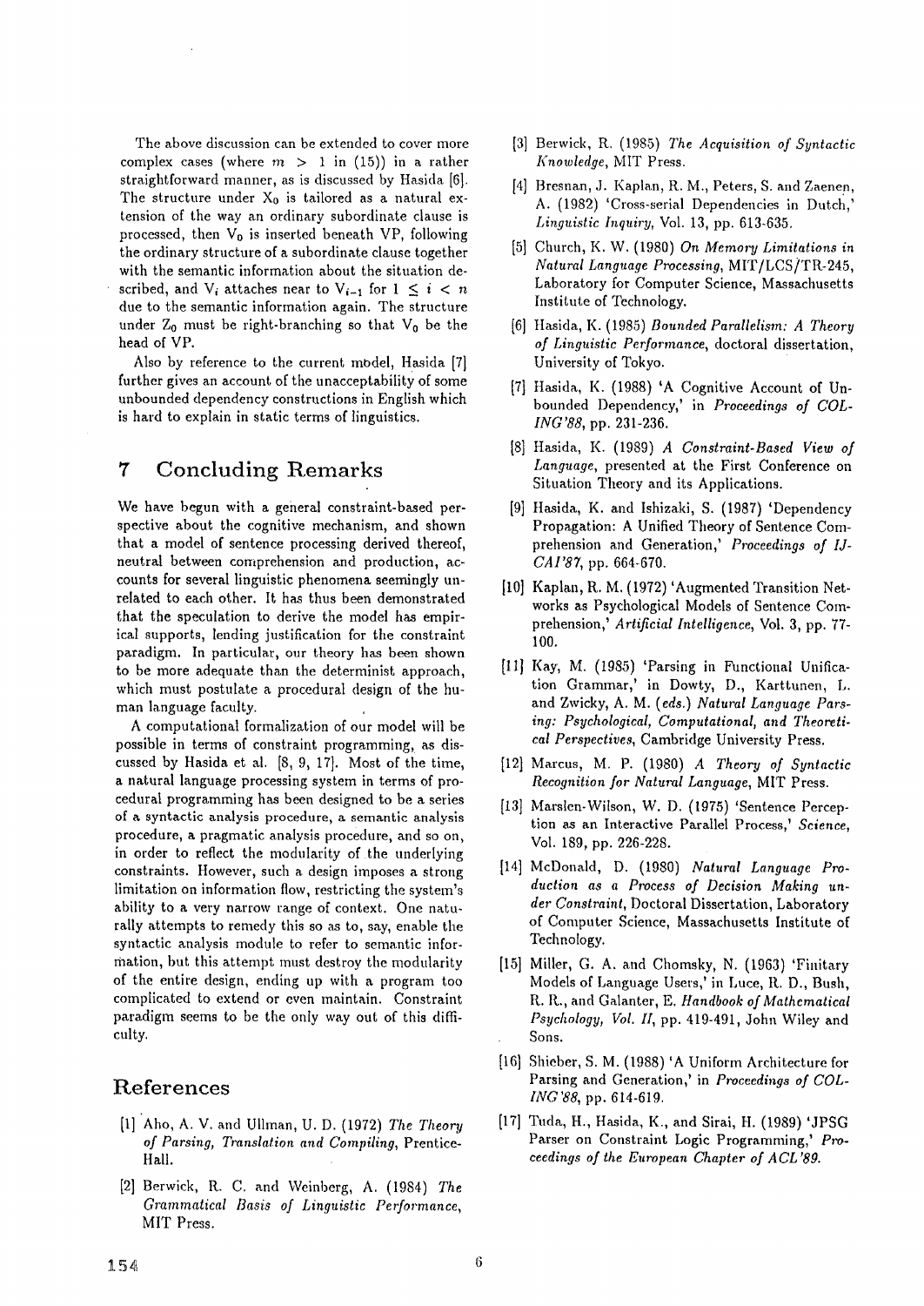The above discussion can be extended to cover more complex cases (where $m > 1$ in (15)) in a rather straightforward manner, as is discussed by Hasida [6]. The structure under $X_0$ is tailored as a natural extension of the way an ordinary subordinate clause is processed, then $V_0$ is inserted beneath VP, following the ordinary structure of a subordinate clause together with the semantic information about the situation described, and $V_i$ attaches near to $V_{i-1}$ for $1 \leq i < n$ due to the semantic information again. The structure under $Z_0$ must be right-branching so that $V_0$ be the head of VP.

Also by reference to the current model, Hasida [7] further gives an account of the unacceptability of some unbounded dependency constructions in English which is hard to explain in static terms of linguistics.

## 7 Concluding Remarks

We have begun with a general constraint-based perspective about the cognitive mechanism, and shown that a model of sentence processing derived thereof, neutral between comprehension and production, accounts for several linguistic phenomena seemingly unrelated to each other. It has thus been demonstrated that the speculation to derive the model has empirical supports, lending justification for the constraint paradigm. In particular, our theory has been shown to be more adequate than the determinist approach, which must postulate a procedural design of the human language faculty.

A computational formalization of our model will be possible in terms of constraint programming, as discussed by Hasida et al. [8, 9, 17]. Most of the time, a natural language processing system in terms of procedural programming has been designed to be a series of a syntactic analysis procedure, a semantic analysis procedure, a pragmatic analysis procedure, and so on, in order to reflect the modularity of the underlying constraints. However, such a design imposes a strong limitation on information flow, restricting the system's ability to a very narrow range of context. One naturally attempts to remedy this so as to, say, enable the syntactic analysis module to refer to semantic information, but this attempt must destroy the modularity of the entire design, ending up with a program too complicated to extend or even maintain. Constraint paradigm seems to be the only way out of this difficulty.

## References

[1] Aho, A. V. and Ullman, U. D. (1972) *The Theory of Parsing, Translation and Compiling*, Prentice-Hall.

[2] Berwick, R. C. and Weinberg, A. (1984) *The Grammatical Basis of Linguistic Performance*, MIT Press.

[3] Berwick, R. (1985) *The Acquisition of Syntactic Knowledge*, MIT Press.

[4] Bresnan, J. Kaplan, R. M., Peters, S. and Zaenen, A. (1982) 'Cross-serial Dependencies in Dutch,' *Linguistic Inquiry*, Vol. 13, pp. 613-635.

[5] Church, K. W. (1980) *On Memory Limitations in Natural Language Processing*, MIT/LCS/TR-245, Laboratory for Computer Science, Massachusetts Institute of Technology.

[6] Hasida, K. (1985) *Bounded Parallelism: A Theory of Linguistic Performance*, doctoral dissertation, University of Tokyo.

[7] Hasida, K. (1988) 'A Cognitive Account of Unbounded Dependency,' in *Proceedings of COLING'88*, pp. 231-236.

[8] Hasida, K. (1989) *A Constraint-Based View of Language*, presented at the First Conference on Situation Theory and its Applications.

[9] Hasida, K. and Ishizaki, S. (1987) 'Dependency Propagation: A Unified Theory of Sentence Comprehension and Generation,' *Proceedings of IJCAI'87*, pp. 664-670.

[10] Kaplan, R. M. (1972) 'Augmented Transition Networks as Psychological Models of Sentence Comprehension,' *Artificial Intelligence*, Vol. 3, pp. 77-100.

[11] Kay, M. (1985) 'Parsing in Functional Unification Grammar,' in Dowty, D., Karttunen, L. and Zwicky, A. M. (*eds.*) *Natural Language Parsing: Psychological, Computational, and Theoretical Perspectives*, Cambridge University Press.

[12] Marcus, M. P. (1980) *A Theory of Syntactic Recognition for Natural Language*, MIT Press.

[13] Marslen-Wilson, W. D. (1975) 'Sentence Perception as an Interactive Parallel Process,' *Science*, Vol. 189, pp. 226-228.

[14] McDonald, D. (1980) *Natural Language Production as a Process of Decision Making under Constraint*, Doctoral Dissertation, Laboratory of Computer Science, Massachusetts Institute of Technology.

[15] Miller, G. A. and Chomsky, N. (1963) 'Finitary Models of Language Users,' in Luce, R. D., Bush, R. R., and Galanter, E. *Handbook of Mathematical Psychology, Vol. II*, pp. 419-491, John Wiley and Sons.

[16] Shieber, S. M. (1988) 'A Uniform Architecture for Parsing and Generation,' in *Proceedings of COLING'88*, pp. 614-619.

[17] Tuda, H., Hasida, K., and Sirai, H. (1989) 'JPSG Parser on Constraint Logic Programming,' *Proceedings of the European Chapter of ACL'89*.